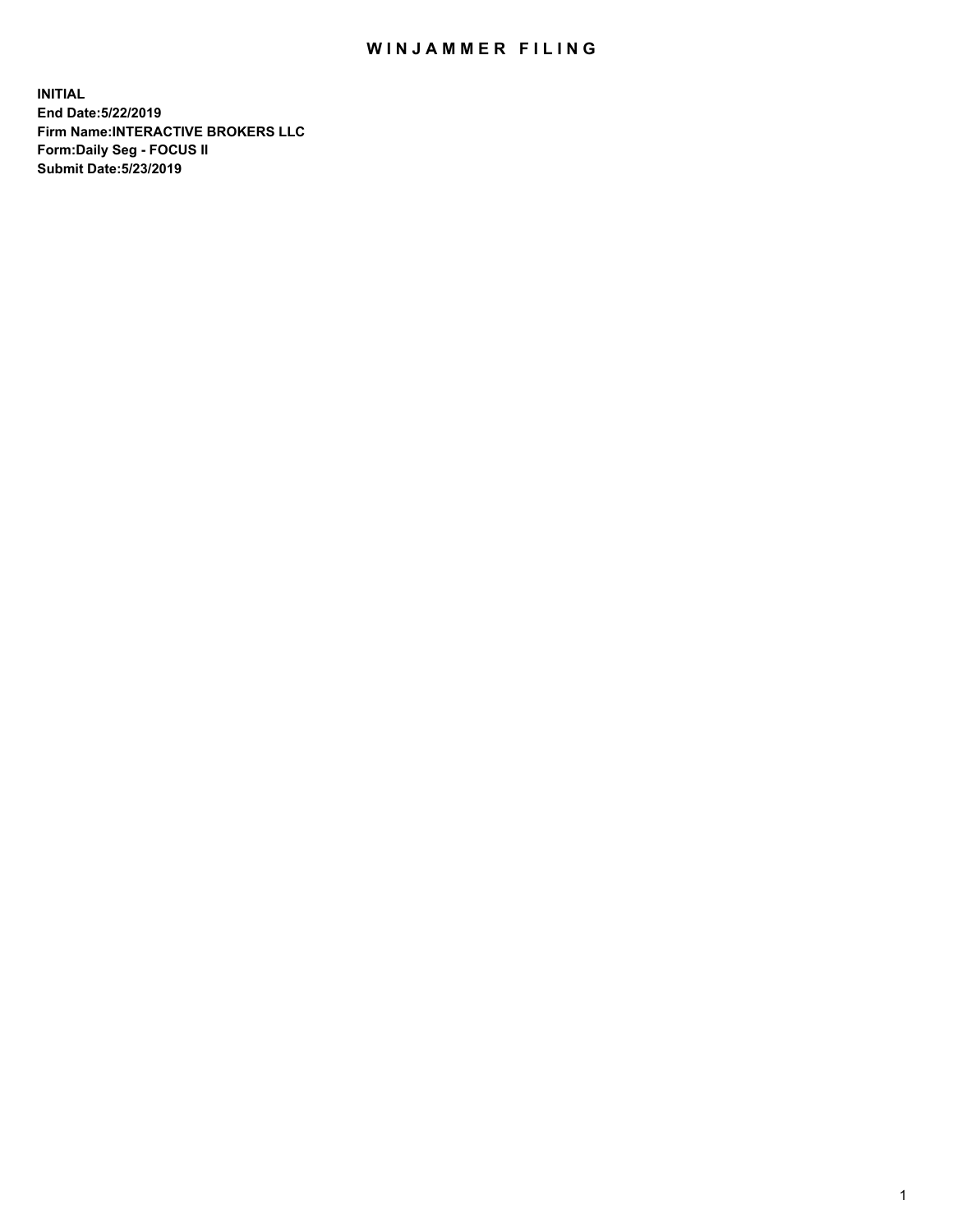# WINJAMMER FILING

**INITIAL**
**End Date:5/22/2019**
**Firm Name:INTERACTIVE BROKERS LLC**
**Form:Daily Seg - FOCUS II**
**Submit Date:5/23/2019**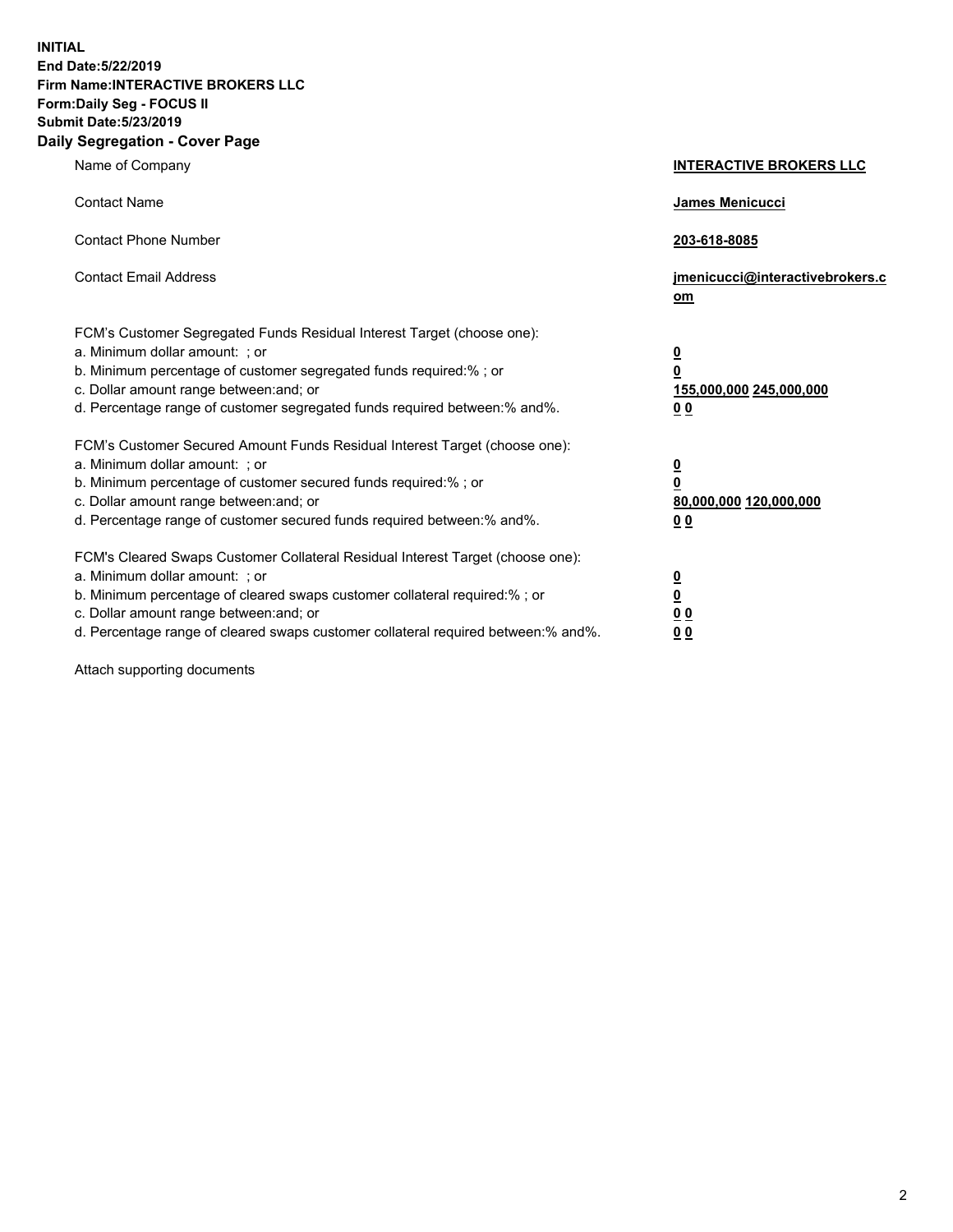**INITIAL**
**End Date:5/22/2019**
**Firm Name:INTERACTIVE BROKERS LLC**
**Form:Daily Seg - FOCUS II**
**Submit Date:5/23/2019**
**Daily Segregation - Cover Page**

| | |
|---|---|
| Name of Company | **INTERACTIVE BROKERS LLC** |
| Contact Name | **James Menicucci** |
| Contact Phone Number | **203-618-8085** |
| Contact Email Address | **jmenicucci@interactivebrokers.com** |
| FCM's Customer Segregated Funds Residual Interest Target (choose one): | |
| a. Minimum dollar amount: ; or | **0** |
| b. Minimum percentage of customer segregated funds required:% ; or | **0** |
| c. Dollar amount range between:and; or | **155,000,000 245,000,000** |
| d. Percentage range of customer segregated funds required between:% and%. | **0 0** |
| FCM's Customer Secured Amount Funds Residual Interest Target (choose one): | |
| a. Minimum dollar amount: ; or | **0** |
| b. Minimum percentage of customer secured funds required:% ; or | **0** |
| c. Dollar amount range between:and; or | **80,000,000 120,000,000** |
| d. Percentage range of customer secured funds required between:% and%. | **0 0** |
| FCM's Cleared Swaps Customer Collateral Residual Interest Target (choose one): | |
| a. Minimum dollar amount: ; or | **0** |
| b. Minimum percentage of cleared swaps customer collateral required:% ; or | **0** |
| c. Dollar amount range between:and; or | **0 0** |
| d. Percentage range of cleared swaps customer collateral required between:% and%. | **0 0** |

Attach supporting documents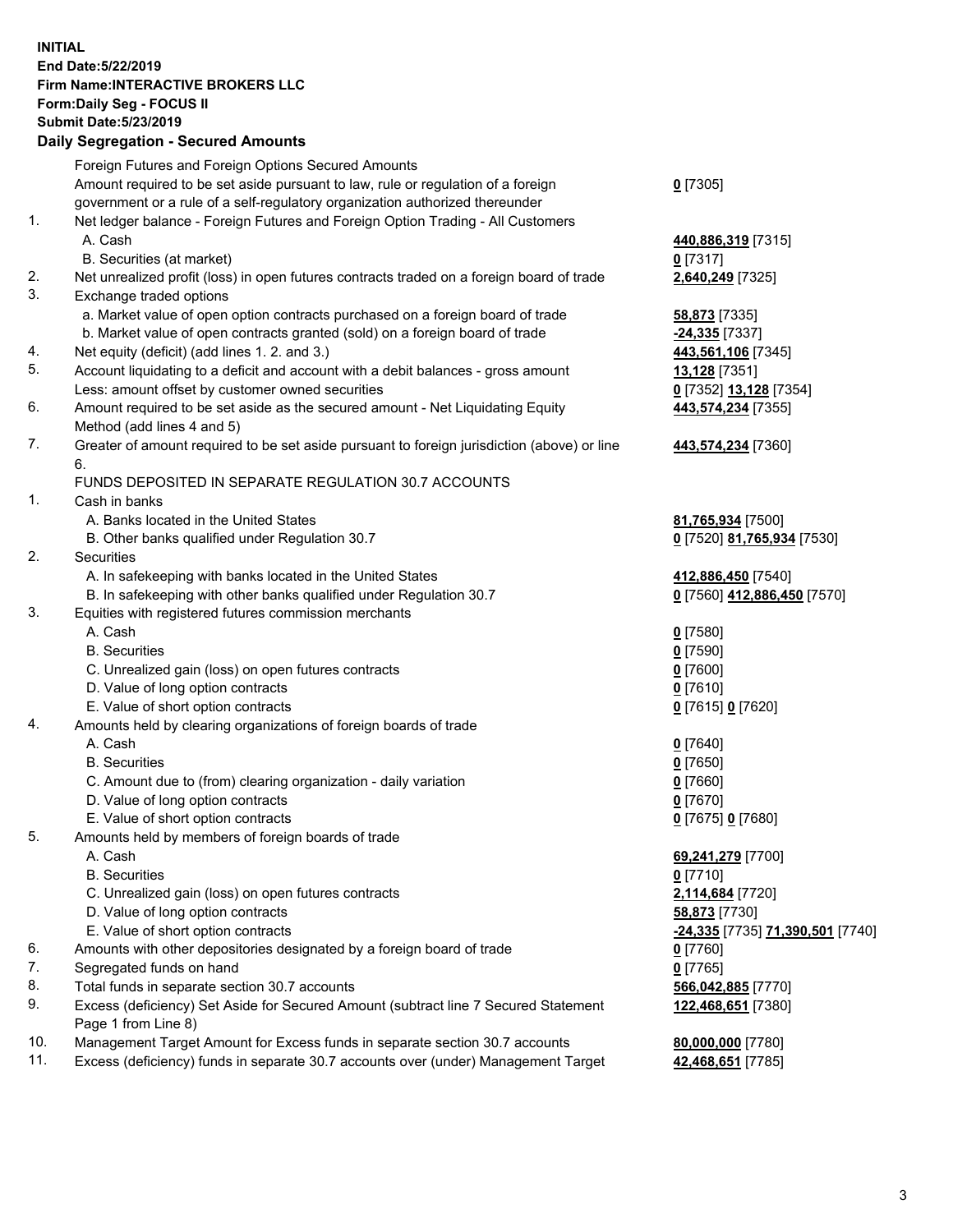**INITIAL**
**End Date:5/22/2019**
**Firm Name:INTERACTIVE BROKERS LLC**
**Form:Daily Seg - FOCUS II**
**Submit Date:5/23/2019**
**Daily Segregation - Secured Amounts**

| | | |
|---|---|---|
| | Foreign Futures and Foreign Options Secured Amounts | |
| | Amount required to be set aside pursuant to law, rule or regulation of a foreign government or a rule of a self-regulatory organization authorized thereunder | **0** [7305] |
| 1. | Net ledger balance - Foreign Futures and Foreign Option Trading - All Customers | |
| | A. Cash | **440,886,319** [7315] |
| | B. Securities (at market) | **0** [7317] |
| 2. | Net unrealized profit (loss) in open futures contracts traded on a foreign board of trade | **2,640,249** [7325] |
| 3. | Exchange traded options | |
| | a. Market value of open option contracts purchased on a foreign board of trade | **58,873** [7335] |
| | b. Market value of open contracts granted (sold) on a foreign board of trade | **-24,335** [7337] |
| 4. | Net equity (deficit) (add lines 1. 2. and 3.) | **443,561,106** [7345] |
| 5. | Account liquidating to a deficit and account with a debit balances - gross amount | **13,128** [7351] |
| | Less: amount offset by customer owned securities | **0** [7352] **13,128** [7354] |
| 6. | Amount required to be set aside as the secured amount - Net Liquidating Equity Method (add lines 4 and 5) | **443,574,234** [7355] |
| 7. | Greater of amount required to be set aside pursuant to foreign jurisdiction (above) or line 6. | **443,574,234** [7360] |
| | FUNDS DEPOSITED IN SEPARATE REGULATION 30.7 ACCOUNTS | |
| 1. | Cash in banks | |
| | A. Banks located in the United States | **81,765,934** [7500] |
| | B. Other banks qualified under Regulation 30.7 | **0** [7520] **81,765,934** [7530] |
| 2. | Securities | |
| | A. In safekeeping with banks located in the United States | **412,886,450** [7540] |
| | B. In safekeeping with other banks qualified under Regulation 30.7 | **0** [7560] **412,886,450** [7570] |
| 3. | Equities with registered futures commission merchants | |
| | A. Cash | **0** [7580] |
| | B. Securities | **0** [7590] |
| | C. Unrealized gain (loss) on open futures contracts | **0** [7600] |
| | D. Value of long option contracts | **0** [7610] |
| | E. Value of short option contracts | **0** [7615] **0** [7620] |
| 4. | Amounts held by clearing organizations of foreign boards of trade | |
| | A. Cash | **0** [7640] |
| | B. Securities | **0** [7650] |
| | C. Amount due to (from) clearing organization - daily variation | **0** [7660] |
| | D. Value of long option contracts | **0** [7670] |
| | E. Value of short option contracts | **0** [7675] **0** [7680] |
| 5. | Amounts held by members of foreign boards of trade | |
| | A. Cash | **69,241,279** [7700] |
| | B. Securities | **0** [7710] |
| | C. Unrealized gain (loss) on open futures contracts | **2,114,684** [7720] |
| | D. Value of long option contracts | **58,873** [7730] |
| | E. Value of short option contracts | **-24,335** [7735] **71,390,501** [7740] |
| 6. | Amounts with other depositories designated by a foreign board of trade | **0** [7760] |
| 7. | Segregated funds on hand | **0** [7765] |
| 8. | Total funds in separate section 30.7 accounts | **566,042,885** [7770] |
| 9. | Excess (deficiency) Set Aside for Secured Amount (subtract line 7 Secured Statement Page 1 from Line 8) | **122,468,651** [7380] |
| 10. | Management Target Amount for Excess funds in separate section 30.7 accounts | **80,000,000** [7780] |
| 11. | Excess (deficiency) funds in separate 30.7 accounts over (under) Management Target | **42,468,651** [7785] |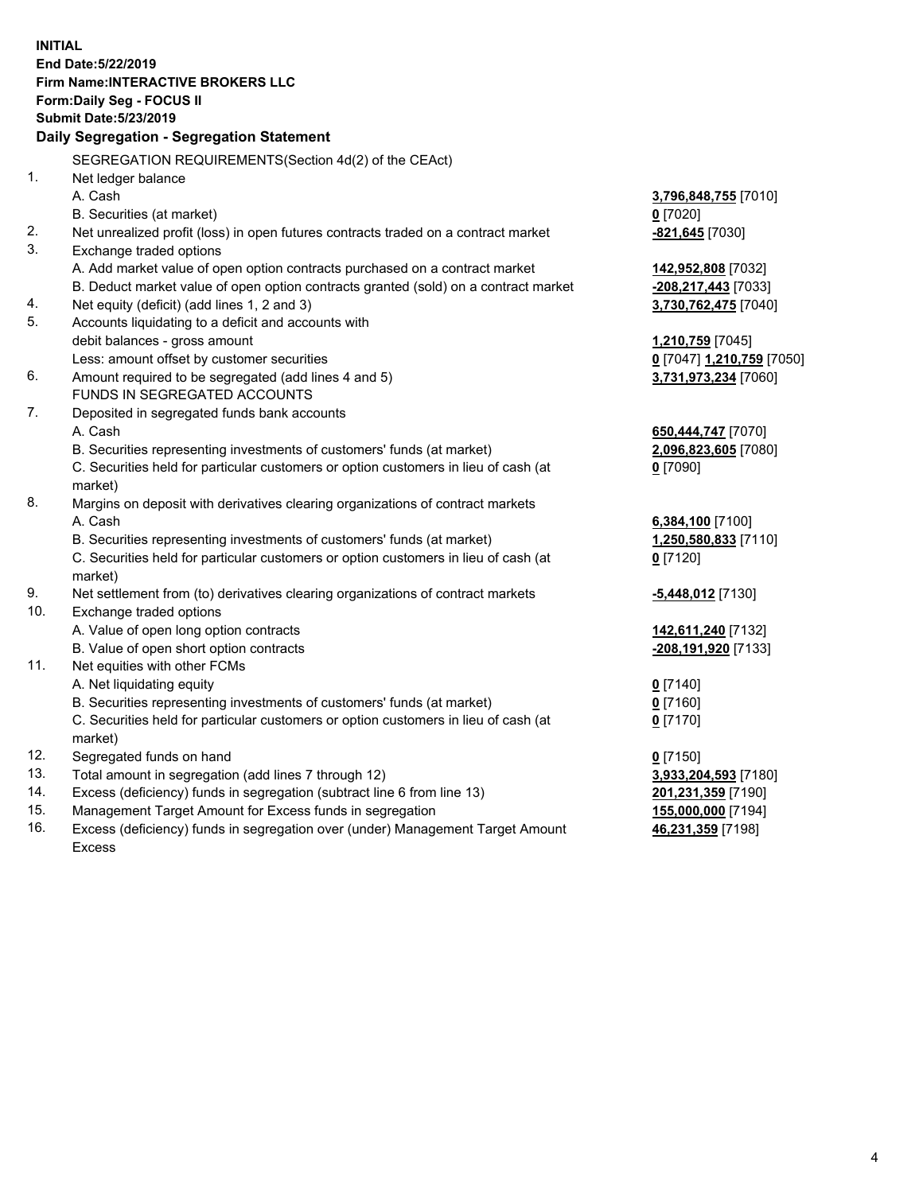**INITIAL**
**End Date:5/22/2019**
**Firm Name:INTERACTIVE BROKERS LLC**
**Form:Daily Seg - FOCUS II**
**Submit Date:5/23/2019**

## Daily Segregation - Segregation Statement

SEGREGATION REQUIREMENTS(Section 4d(2) of the CEAct)

| | | |
|---|---|---|
| 1. | Net ledger balance | |
| | A. Cash | **3,796,848,755** [7010] |
| | B. Securities (at market) | **0** [7020] |
| 2. | Net unrealized profit (loss) in open futures contracts traded on a contract market | **-821,645** [7030] |
| 3. | Exchange traded options | |
| | A. Add market value of open option contracts purchased on a contract market | **142,952,808** [7032] |
| | B. Deduct market value of open option contracts granted (sold) on a contract market | **-208,217,443** [7033] |
| 4. | Net equity (deficit) (add lines 1, 2 and 3) | **3,730,762,475** [7040] |
| 5. | Accounts liquidating to a deficit and accounts with | |
| | debit balances - gross amount | **1,210,759** [7045] |
| | Less: amount offset by customer securities | **0** [7047] **1,210,759** [7050] |
| 6. | Amount required to be segregated (add lines 4 and 5) | **3,731,973,234** [7060] |
| | FUNDS IN SEGREGATED ACCOUNTS | |
| 7. | Deposited in segregated funds bank accounts | |
| | A. Cash | **650,444,747** [7070] |
| | B. Securities representing investments of customers' funds (at market) | **2,096,823,605** [7080] |
| | C. Securities held for particular customers or option customers in lieu of cash (at market) | **0** [7090] |
| 8. | Margins on deposit with derivatives clearing organizations of contract markets | |
| | A. Cash | **6,384,100** [7100] |
| | B. Securities representing investments of customers' funds (at market) | **1,250,580,833** [7110] |
| | C. Securities held for particular customers or option customers in lieu of cash (at market) | **0** [7120] |
| 9. | Net settlement from (to) derivatives clearing organizations of contract markets | **-5,448,012** [7130] |
| 10. | Exchange traded options | |
| | A. Value of open long option contracts | **142,611,240** [7132] |
| | B. Value of open short option contracts | **-208,191,920** [7133] |
| 11. | Net equities with other FCMs | |
| | A. Net liquidating equity | **0** [7140] |
| | B. Securities representing investments of customers' funds (at market) | **0** [7160] |
| | C. Securities held for particular customers or option customers in lieu of cash (at market) | **0** [7170] |
| 12. | Segregated funds on hand | **0** [7150] |
| 13. | Total amount in segregation (add lines 7 through 12) | **3,933,204,593** [7180] |
| 14. | Excess (deficiency) funds in segregation (subtract line 6 from line 13) | **201,231,359** [7190] |
| 15. | Management Target Amount for Excess funds in segregation | **155,000,000** [7194] |
| 16. | Excess (deficiency) funds in segregation over (under) Management Target Amount Excess | **46,231,359** [7198] |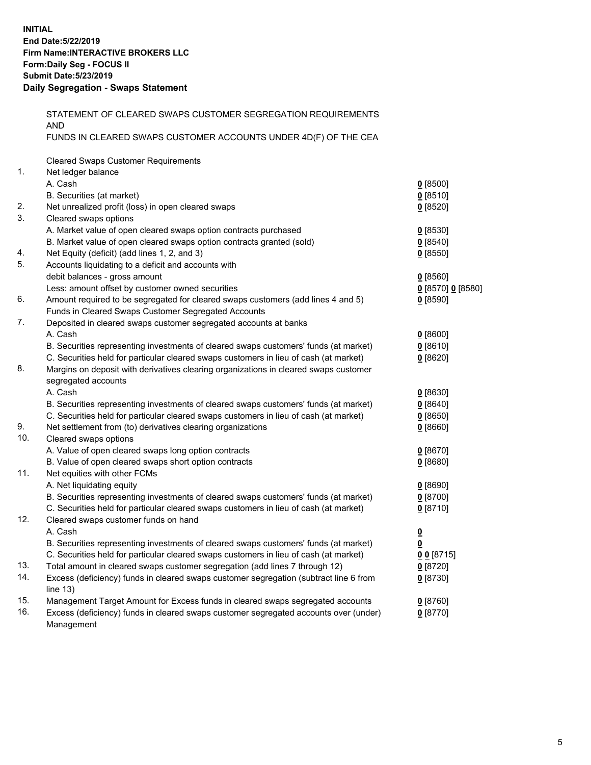**INITIAL**
**End Date:5/22/2019**
**Firm Name:INTERACTIVE BROKERS LLC**
**Form:Daily Seg - FOCUS II**
**Submit Date:5/23/2019**
**Daily Segregation - Swaps Statement**

STATEMENT OF CLEARED SWAPS CUSTOMER SEGREGATION REQUIREMENTS AND FUNDS IN CLEARED SWAPS CUSTOMER ACCOUNTS UNDER 4D(F) OF THE CEA

| | | |
|---|---|---|
| | Cleared Swaps Customer Requirements | |
| 1. | Net ledger balance | |
| | A. Cash | 0 [8500] |
| | B. Securities (at market) | 0 [8510] |
| 2. | Net unrealized profit (loss) in open cleared swaps | 0 [8520] |
| 3. | Cleared swaps options | |
| | A. Market value of open cleared swaps option contracts purchased | 0 [8530] |
| | B. Market value of open cleared swaps option contracts granted (sold) | 0 [8540] |
| 4. | Net Equity (deficit) (add lines 1, 2, and 3) | 0 [8550] |
| 5. | Accounts liquidating to a deficit and accounts with | |
| | debit balances - gross amount | 0 [8560] |
| | Less: amount offset by customer owned securities | 0 [8570] 0 [8580] |
| 6. | Amount required to be segregated for cleared swaps customers (add lines 4 and 5) | 0 [8590] |
| | Funds in Cleared Swaps Customer Segregated Accounts | |
| 7. | Deposited in cleared swaps customer segregated accounts at banks | |
| | A. Cash | 0 [8600] |
| | B. Securities representing investments of cleared swaps customers' funds (at market) | 0 [8610] |
| | C. Securities held for particular cleared swaps customers in lieu of cash (at market) | 0 [8620] |
| 8. | Margins on deposit with derivatives clearing organizations in cleared swaps customer segregated accounts | |
| | A. Cash | 0 [8630] |
| | B. Securities representing investments of cleared swaps customers' funds (at market) | 0 [8640] |
| | C. Securities held for particular cleared swaps customers in lieu of cash (at market) | 0 [8650] |
| 9. | Net settlement from (to) derivatives clearing organizations | 0 [8660] |
| 10. | Cleared swaps options | |
| | A. Value of open cleared swaps long option contracts | 0 [8670] |
| | B. Value of open cleared swaps short option contracts | 0 [8680] |
| 11. | Net equities with other FCMs | |
| | A. Net liquidating equity | 0 [8690] |
| | B. Securities representing investments of cleared swaps customers' funds (at market) | 0 [8700] |
| | C. Securities held for particular cleared swaps customers in lieu of cash (at market) | 0 [8710] |
| 12. | Cleared swaps customer funds on hand | |
| | A. Cash | 0 |
| | B. Securities representing investments of cleared swaps customers' funds (at market) | 0 |
| | C. Securities held for particular cleared swaps customers in lieu of cash (at market) | 0 0 [8715] |
| 13. | Total amount in cleared swaps customer segregation (add lines 7 through 12) | 0 [8720] |
| 14. | Excess (deficiency) funds in cleared swaps customer segregation (subtract line 6 from line 13) | 0 [8730] |
| 15. | Management Target Amount for Excess funds in cleared swaps segregated accounts | 0 [8760] |
| 16. | Excess (deficiency) funds in cleared swaps customer segregated accounts over (under) Management | 0 [8770] |